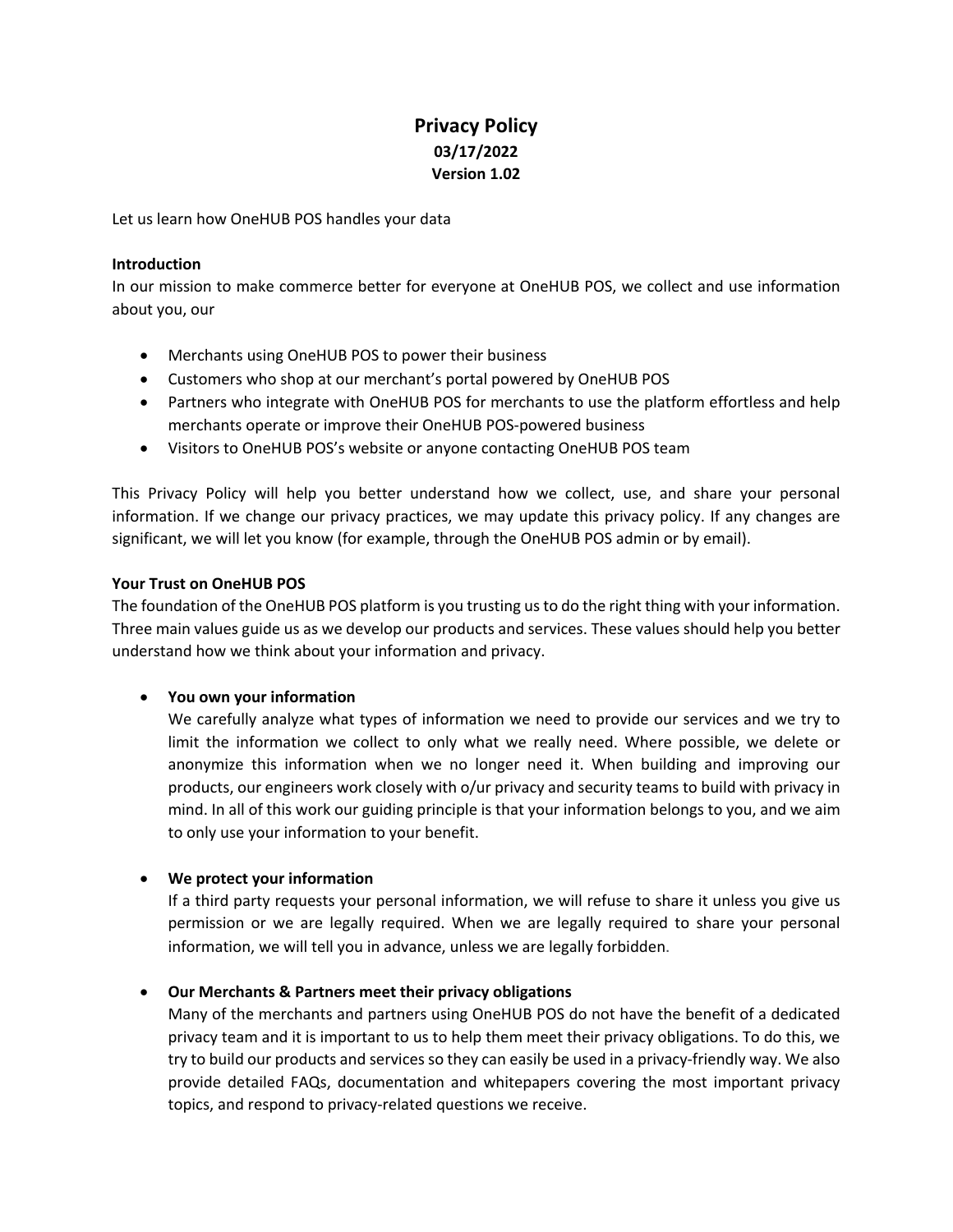# Privacy Policy

**03/17/2022**

**Version 1.02**

Let us learn how OneHUB POS handles your data

## Introduction

In our mission to make commerce better for everyone at OneHUB POS, we collect and use information about you, our

- Merchants using OneHUB POS to power their business
- Customers who shop at our merchant's portal powered by OneHUB POS
- Partners who integrate with OneHUB POS for merchants to use the platform effortless and help merchants operate or improve their OneHUB POS-powered business
- Visitors to OneHUB POS's website or anyone contacting OneHUB POS team

This Privacy Policy will help you better understand how we collect, use, and share your personal information. If we change our privacy practices, we may update this privacy policy. If any changes are significant, we will let you know (for example, through the OneHUB POS admin or by email).

## Your Trust on OneHUB POS

The foundation of the OneHUB POS platform is you trusting us to do the right thing with your information. Three main values guide us as we develop our products and services. These values should help you better understand how we think about your information and privacy.

- **You own your information**
  We carefully analyze what types of information we need to provide our services and we try to limit the information we collect to only what we really need. Where possible, we delete or anonymize this information when we no longer need it. When building and improving our products, our engineers work closely with o/ur privacy and security teams to build with privacy in mind. In all of this work our guiding principle is that your information belongs to you, and we aim to only use your information to your benefit.

- **We protect your information**
  If a third party requests your personal information, we will refuse to share it unless you give us permission or we are legally required. When we are legally required to share your personal information, we will tell you in advance, unless we are legally forbidden.

- **Our Merchants & Partners meet their privacy obligations**
  Many of the merchants and partners using OneHUB POS do not have the benefit of a dedicated privacy team and it is important to us to help them meet their privacy obligations. To do this, we try to build our products and services so they can easily be used in a privacy-friendly way. We also provide detailed FAQs, documentation and whitepapers covering the most important privacy topics, and respond to privacy-related questions we receive.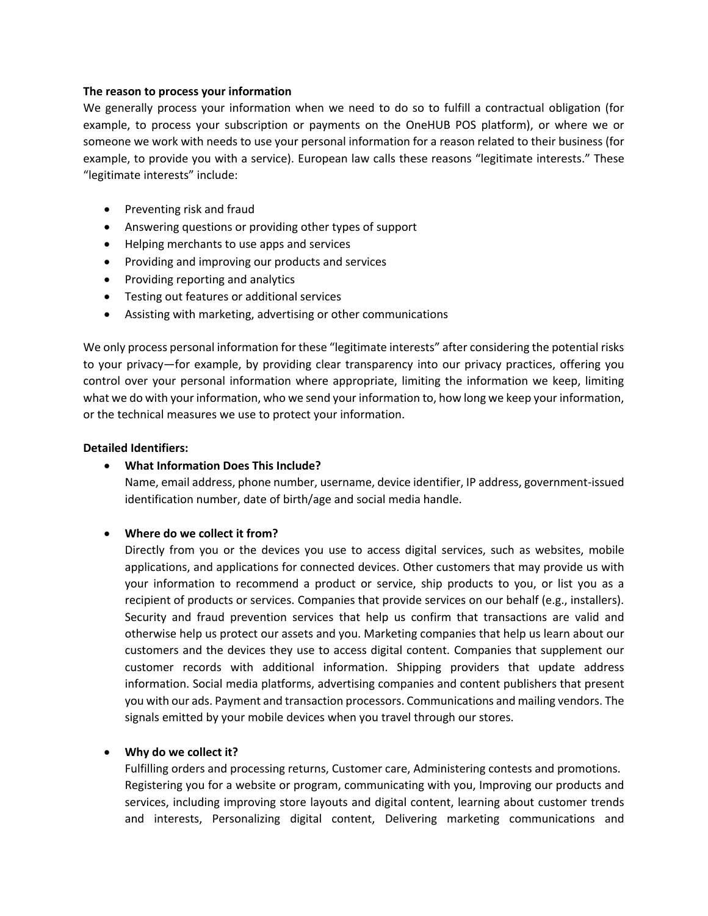**The reason to process your information**

We generally process your information when we need to do so to fulfill a contractual obligation (for example, to process your subscription or payments on the OneHUB POS platform), or where we or someone we work with needs to use your personal information for a reason related to their business (for example, to provide you with a service). European law calls these reasons "legitimate interests." These "legitimate interests" include:

- Preventing risk and fraud
- Answering questions or providing other types of support
- Helping merchants to use apps and services
- Providing and improving our products and services
- Providing reporting and analytics
- Testing out features or additional services
- Assisting with marketing, advertising or other communications

We only process personal information for these "legitimate interests" after considering the potential risks to your privacy—for example, by providing clear transparency into our privacy practices, offering you control over your personal information where appropriate, limiting the information we keep, limiting what we do with your information, who we send your information to, how long we keep your information, or the technical measures we use to protect your information.

**Detailed Identifiers:**

- **What Information Does This Include?**
  Name, email address, phone number, username, device identifier, IP address, government-issued identification number, date of birth/age and social media handle.

- **Where do we collect it from?**
  Directly from you or the devices you use to access digital services, such as websites, mobile applications, and applications for connected devices. Other customers that may provide us with your information to recommend a product or service, ship products to you, or list you as a recipient of products or services. Companies that provide services on our behalf (e.g., installers). Security and fraud prevention services that help us confirm that transactions are valid and otherwise help us protect our assets and you. Marketing companies that help us learn about our customers and the devices they use to access digital content. Companies that supplement our customer records with additional information. Shipping providers that update address information. Social media platforms, advertising companies and content publishers that present you with our ads. Payment and transaction processors. Communications and mailing vendors. The signals emitted by your mobile devices when you travel through our stores.

- **Why do we collect it?**
  Fulfilling orders and processing returns, Customer care, Administering contests and promotions. Registering you for a website or program, communicating with you, Improving our products and services, including improving store layouts and digital content, learning about customer trends and interests, Personalizing digital content, Delivering marketing communications and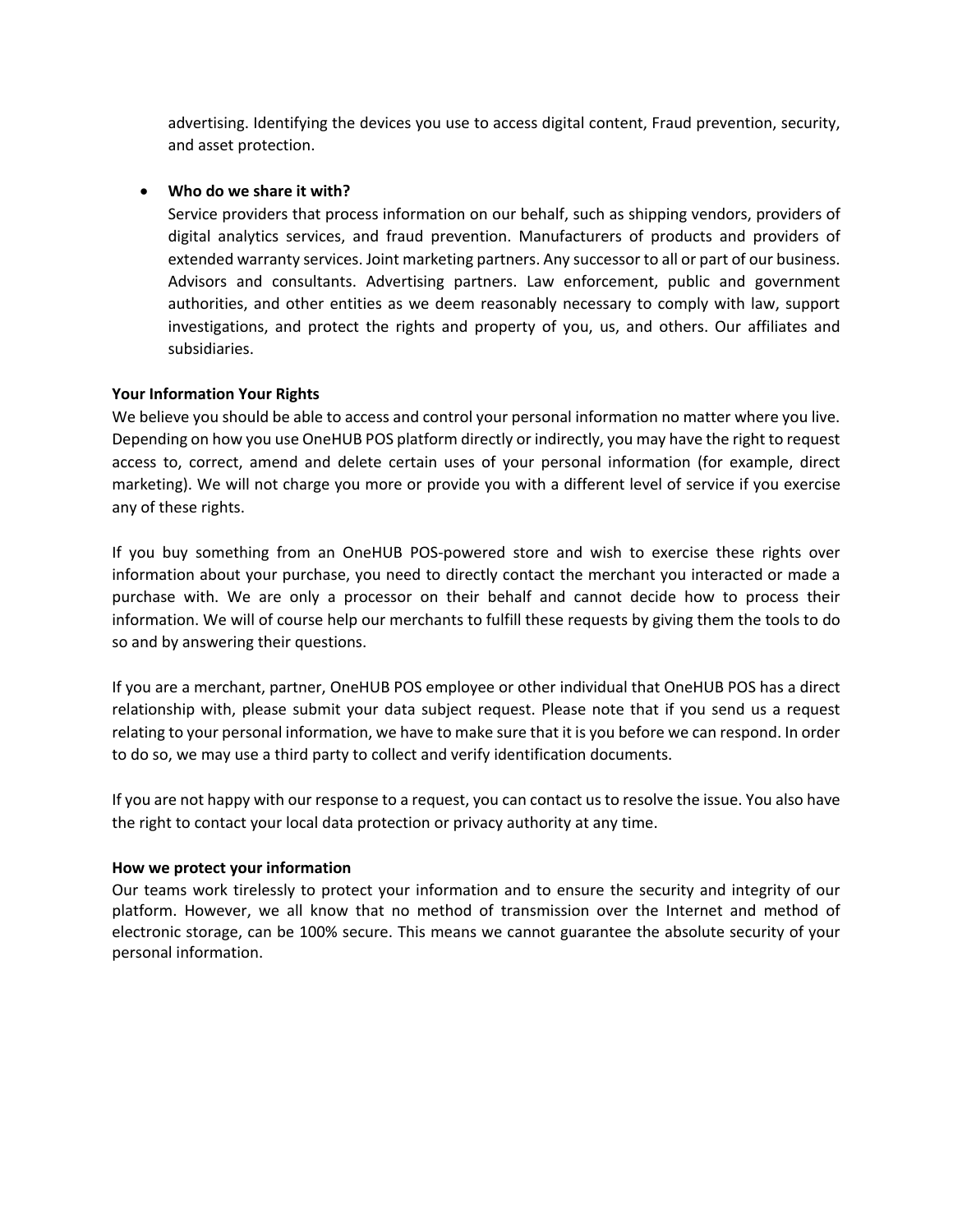advertising. Identifying the devices you use to access digital content, Fraud prevention, security, and asset protection.

- **Who do we share it with?**
  Service providers that process information on our behalf, such as shipping vendors, providers of digital analytics services, and fraud prevention. Manufacturers of products and providers of extended warranty services. Joint marketing partners. Any successor to all or part of our business. Advisors and consultants. Advertising partners. Law enforcement, public and government authorities, and other entities as we deem reasonably necessary to comply with law, support investigations, and protect the rights and property of you, us, and others. Our affiliates and subsidiaries.

**Your Information Your Rights**

We believe you should be able to access and control your personal information no matter where you live. Depending on how you use OneHUB POS platform directly or indirectly, you may have the right to request access to, correct, amend and delete certain uses of your personal information (for example, direct marketing). We will not charge you more or provide you with a different level of service if you exercise any of these rights.

If you buy something from an OneHUB POS-powered store and wish to exercise these rights over information about your purchase, you need to directly contact the merchant you interacted or made a purchase with. We are only a processor on their behalf and cannot decide how to process their information. We will of course help our merchants to fulfill these requests by giving them the tools to do so and by answering their questions.

If you are a merchant, partner, OneHUB POS employee or other individual that OneHUB POS has a direct relationship with, please submit your data subject request. Please note that if you send us a request relating to your personal information, we have to make sure that it is you before we can respond. In order to do so, we may use a third party to collect and verify identification documents.

If you are not happy with our response to a request, you can contact us to resolve the issue. You also have the right to contact your local data protection or privacy authority at any time.

**How we protect your information**

Our teams work tirelessly to protect your information and to ensure the security and integrity of our platform. However, we all know that no method of transmission over the Internet and method of electronic storage, can be 100% secure. This means we cannot guarantee the absolute security of your personal information.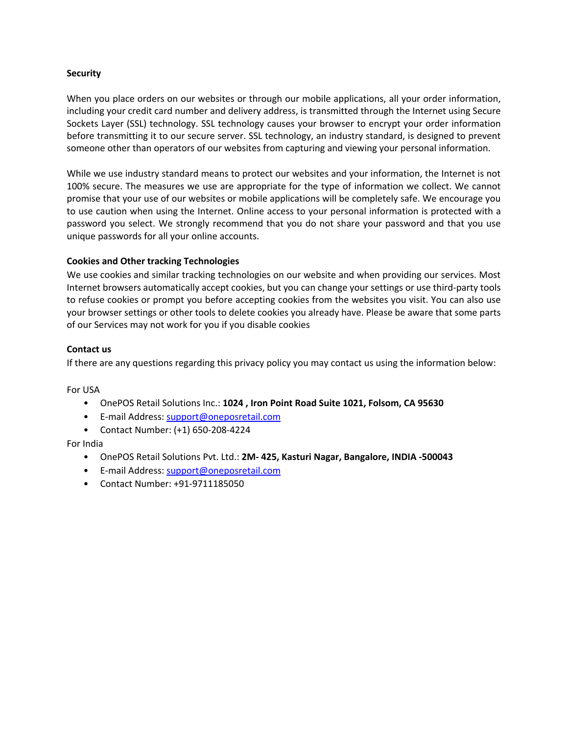**Security**

When you place orders on our websites or through our mobile applications, all your order information, including your credit card number and delivery address, is transmitted through the Internet using Secure Sockets Layer (SSL) technology. SSL technology causes your browser to encrypt your order information before transmitting it to our secure server. SSL technology, an industry standard, is designed to prevent someone other than operators of our websites from capturing and viewing your personal information.

While we use industry standard means to protect our websites and your information, the Internet is not 100% secure. The measures we use are appropriate for the type of information we collect. We cannot promise that your use of our websites or mobile applications will be completely safe. We encourage you to use caution when using the Internet. Online access to your personal information is protected with a password you select. We strongly recommend that you do not share your password and that you use unique passwords for all your online accounts.

**Cookies and Other tracking Technologies**

We use cookies and similar tracking technologies on our website and when providing our services. Most Internet browsers automatically accept cookies, but you can change your settings or use third-party tools to refuse cookies or prompt you before accepting cookies from the websites you visit. You can also use your browser settings or other tools to delete cookies you already have. Please be aware that some parts of our Services may not work for you if you disable cookies

**Contact us**

If there are any questions regarding this privacy policy you may contact us using the information below:

For USA

- OnePOS Retail Solutions Inc.: **1024 , Iron Point Road Suite 1021, Folsom, CA 95630**
- E-mail Address: support@oneposretail.com
- Contact Number: (+1) 650-208-4224

For India

- OnePOS Retail Solutions Pvt. Ltd.: **2M- 425, Kasturi Nagar, Bangalore, INDIA -500043**
- E-mail Address: support@oneposretail.com
- Contact Number: +91-9711185050